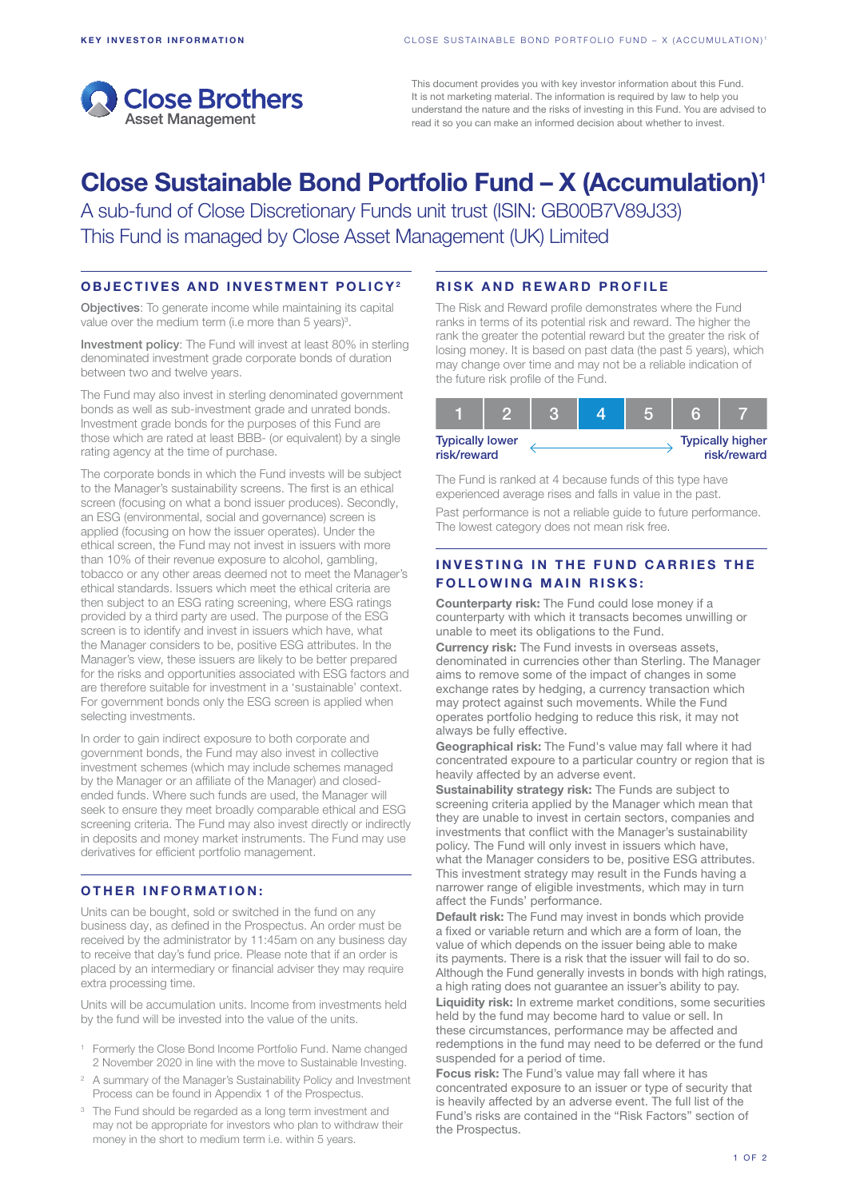KEY INVESTOR INFORMATION

Close Brothers Asset Management

This document provides you with key investor information about this Fund. It is not marketing material. The information is required by law to help you understand the nature and the risks of investing in this Fund. You are advised to read it so you can make an informed decision about whether to invest.

# Close Sustainable Bond Portfolio Fund – X (Accumulation)[1]

A sub-fund of Close Discretionary Funds unit trust (ISIN: GB00B7V89J33)
This Fund is managed by Close Asset Management (UK) Limited

## OBJECTIVES AND INVESTMENT POLICY[2]

**Objectives**: To generate income while maintaining its capital value over the medium term (i.e more than 5 years)[3].

**Investment policy**: The Fund will invest at least 80% in sterling denominated investment grade corporate bonds of duration between two and twelve years.

The Fund may also invest in sterling denominated government bonds as well as sub-investment grade and unrated bonds. Investment grade bonds for the purposes of this Fund are those which are rated at least BBB- (or equivalent) by a single rating agency at the time of purchase.

The corporate bonds in which the Fund invests will be subject to the Manager's sustainability screens. The first is an ethical screen (focusing on what a bond issuer produces). Secondly, an ESG (environmental, social and governance) screen is applied (focusing on how the issuer operates). Under the ethical screen, the Fund may not invest in issuers with more than 10% of their revenue exposure to alcohol, gambling, tobacco or any other areas deemed not to meet the Manager's ethical standards. Issuers which meet the ethical criteria are then subject to an ESG rating screening, where ESG ratings provided by a third party are used. The purpose of the ESG screen is to identify and invest in issuers which have, what the Manager considers to be, positive ESG attributes. In the Manager's view, these issuers are likely to be better prepared for the risks and opportunities associated with ESG factors and are therefore suitable for investment in a 'sustainable' context. For government bonds only the ESG screen is applied when selecting investments.

In order to gain indirect exposure to both corporate and government bonds, the Fund may also invest in collective investment schemes (which may include schemes managed by the Manager or an affiliate of the Manager) and closed-ended funds. Where such funds are used, the Manager will seek to ensure they meet broadly comparable ethical and ESG screening criteria. The Fund may also invest directly or indirectly in deposits and money market instruments. The Fund may use derivatives for efficient portfolio management.

## OTHER INFORMATION:

Units can be bought, sold or switched in the fund on any business day, as defined in the Prospectus. An order must be received by the administrator by 11:45am on any business day to receive that day's fund price. Please note that if an order is placed by an intermediary or financial adviser they may require extra processing time.

Units will be accumulation units. Income from investments held by the fund will be invested into the value of the units.

1. Formerly the Close Bond Income Portfolio Fund. Name changed 2 November 2020 in line with the move to Sustainable Investing.
2. A summary of the Manager's Sustainability Policy and Investment Process can be found in Appendix 1 of the Prospectus.
3. The Fund should be regarded as a long term investment and may not be appropriate for investors who plan to withdraw their money in the short to medium term i.e. within 5 years.

## RISK AND REWARD PROFILE

The Risk and Reward profile demonstrates where the Fund ranks in terms of its potential risk and reward. The higher the rank the greater the potential reward but the greater the risk of losing money. It is based on past data (the past 5 years), which may change over time and may not be a reliable indication of the future risk profile of the Fund.

| 1 | 2 | 3 | **4** | 5 | 6 | 7 |
|---|---|---|---|---|---|---|

Typically lower risk/reward ← → Typically higher risk/reward

The Fund is ranked at 4 because funds of this type have experienced average rises and falls in value in the past.

Past performance is not a reliable guide to future performance. The lowest category does not mean risk free.

## INVESTING IN THE FUND CARRIES THE FOLLOWING MAIN RISKS:

**Counterparty risk:** The Fund could lose money if a counterparty with which it transacts becomes unwilling or unable to meet its obligations to the Fund.

**Currency risk:** The Fund invests in overseas assets, denominated in currencies other than Sterling. The Manager aims to remove some of the impact of changes in some exchange rates by hedging, a currency transaction which may protect against such movements. While the Fund operates portfolio hedging to reduce this risk, it may not always be fully effective.

**Geographical risk:** The Fund's value may fall where it had concentrated exposure to a particular country or region that is heavily affected by an adverse event.

**Sustainability strategy risk:** The Funds are subject to screening criteria applied by the Manager which mean that they are unable to invest in certain sectors, companies and investments that conflict with the Manager's sustainability policy. The Fund will only invest in issuers which have, what the Manager considers to be, positive ESG attributes. This investment strategy may result in the Funds having a narrower range of eligible investments, which may in turn affect the Funds' performance.

**Default risk:** The Fund may invest in bonds which provide a fixed or variable return and which are a form of loan, the value of which depends on the issuer being able to make its payments. There is a risk that the issuer will fail to do so. Although the Fund generally invests in bonds with high ratings, a high rating does not guarantee an issuer's ability to pay.

**Liquidity risk:** In extreme market conditions, some securities held by the fund may become hard to value or sell. In these circumstances, performance may be affected and redemptions in the fund may need to be deferred or the fund suspended for a period of time.

**Focus risk:** The Fund's value may fall where it has concentrated exposure to an issuer or type of security that is heavily affected by an adverse event. The full list of the Fund's risks are contained in the "Risk Factors" section of the Prospectus.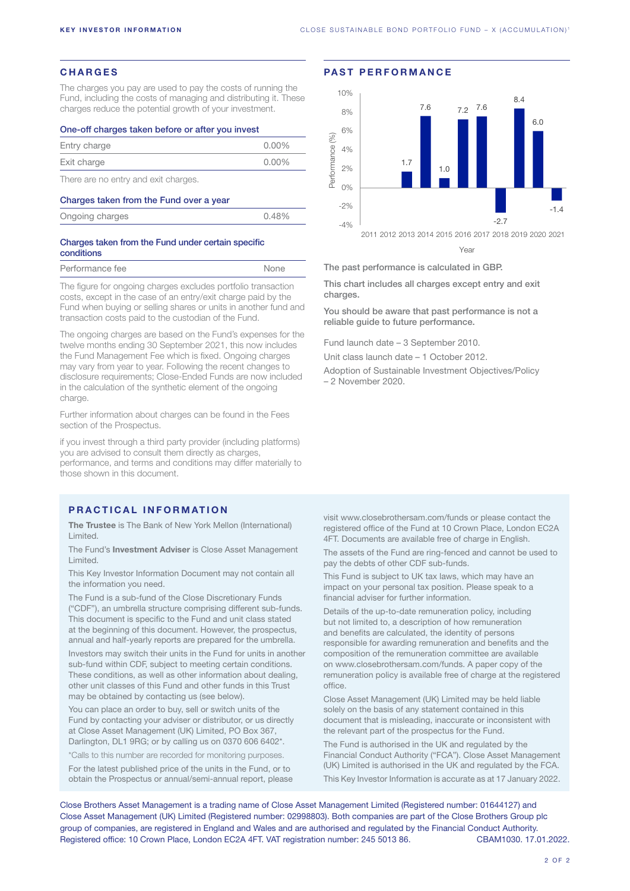## CHARGES

The charges you pay are used to pay the costs of running the Fund, including the costs of managing and distributing it. These charges reduce the potential growth of your investment.

| One-off charges taken before or after you invest | |
|---|---|
| Entry charge | 0.00% |
| Exit charge | 0.00% |

There are no entry and exit charges.

| Charges taken from the Fund over a year | |
|---|---|
| Ongoing charges | 0.48% |

| Charges taken from the Fund under certain specific conditions | |
|---|---|
| Performance fee | None |

The figure for ongoing charges excludes portfolio transaction costs, except in the case of an entry/exit charge paid by the Fund when buying or selling shares or units in another fund and transaction costs paid to the custodian of the Fund.

The ongoing charges are based on the Fund's expenses for the twelve months ending 30 September 2021, this now includes the Fund Management Fee which is fixed. Ongoing charges may vary from year to year. Following the recent changes to disclosure requirements; Close-Ended Funds are now included in the calculation of the synthetic element of the ongoing charge.

Further information about charges can be found in the Fees section of the Prospectus.

if you invest through a third party provider (including platforms) you are advised to consult them directly as charges, performance, and terms and conditions may differ materially to those shown in this document.

## PAST PERFORMANCE

Performance (%)

10%
8%
6%
4%
2%
0%
-2%
-4%

1.7
7.6
1.0
7.2
7.6
-2.7
8.4
6.0
-1.4

2011 2012 2013 2014 2015 2016 2017 2018 2019 2020 2021

Year

The past performance is calculated in GBP.

This chart includes all charges except entry and exit charges.

You should be aware that past performance is not a reliable guide to future performance.

Fund launch date – 3 September 2010.

Unit class launch date – 1 October 2012.

Adoption of Sustainable Investment Objectives/Policy – 2 November 2020.

## PRACTICAL INFORMATION

**The Trustee** is The Bank of New York Mellon (International) Limited.

The Fund's **Investment Adviser** is Close Asset Management Limited.

This Key Investor Information Document may not contain all the information you need.

The Fund is a sub-fund of the Close Discretionary Funds ("CDF"), an umbrella structure comprising different sub-funds. This document is specific to the Fund and unit class stated at the beginning of this document. However, the prospectus, annual and half-yearly reports are prepared for the umbrella.

Investors may switch their units in the Fund for units in another sub-fund within CDF, subject to meeting certain conditions. These conditions, as well as other information about dealing, other unit classes of this Fund and other funds in this Trust may be obtained by contacting us (see below).

You can place an order to buy, sell or switch units of the Fund by contacting your adviser or distributor, or us directly at Close Asset Management (UK) Limited, PO Box 367, Darlington, DL1 9RG; or by calling us on 0370 606 6402*.

*Calls to this number are recorded for monitoring purposes.

For the latest published price of the units in the Fund, or to obtain the Prospectus or annual/semi-annual report, please visit www.closebrothersam.com/funds or please contact the registered office of the Fund at 10 Crown Place, London EC2A 4FT. Documents are available free of charge in English.

The assets of the Fund are ring-fenced and cannot be used to pay the debts of other CDF sub-funds.

This Fund is subject to UK tax laws, which may have an impact on your personal tax position. Please speak to a financial adviser for further information.

Details of the up-to-date remuneration policy, including but not limited to, a description of how remuneration and benefits are calculated, the identity of persons responsible for awarding remuneration and benefits and the composition of the remuneration committee are available on www.closebrothersam.com/funds. A paper copy of the remuneration policy is available free of charge at the registered office.

Close Asset Management (UK) Limited may be held liable solely on the basis of any statement contained in this document that is misleading, inaccurate or inconsistent with the relevant part of the prospectus for the Fund.

The Fund is authorised in the UK and regulated by the Financial Conduct Authority ("FCA"). Close Asset Management (UK) Limited is authorised in the UK and regulated by the FCA.

This Key Investor Information is accurate as at 17 January 2022.

Close Brothers Asset Management is a trading name of Close Asset Management Limited (Registered number: 01644127) and Close Asset Management (UK) Limited (Registered number: 02998803). Both companies are part of the Close Brothers Group plc group of companies, are registered in England and Wales and are authorised and regulated by the Financial Conduct Authority. Registered office: 10 Crown Place, London EC2A 4FT. VAT registration number: 245 5013 86. CBAM1030. 17.01.2022.